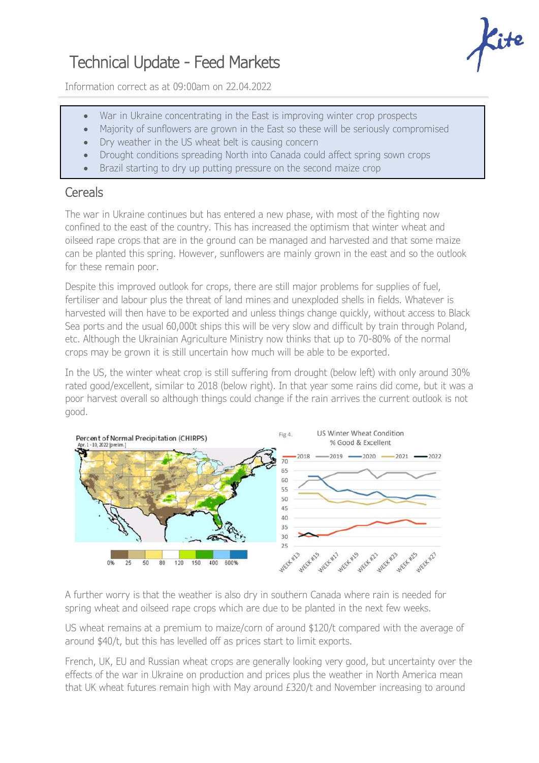# Technical Update - Feed Markets

Information correct as at 09:00am on 22.04.2022

- War in Ukraine concentrating in the East is improving winter crop prospects
- Majority of sunflowers are grown in the East so these will be seriously compromised
- Dry weather in the US wheat belt is causing concern
- Drought conditions spreading North into Canada could affect spring sown crops
- Brazil starting to dry up putting pressure on the second maize crop

## Cereals

The war in Ukraine continues but has entered a new phase, with most of the fighting now confined to the east of the country. This has increased the optimism that winter wheat and oilseed rape crops that are in the ground can be managed and harvested and that some maize can be planted this spring. However, sunflowers are mainly grown in the east and so the outlook for these remain poor.

Despite this improved outlook for crops, there are still major problems for supplies of fuel, fertiliser and labour plus the threat of land mines and unexploded shells in fields. Whatever is harvested will then have to be exported and unless things change quickly, without access to Black Sea ports and the usual 60,000t ships this will be very slow and difficult by train through Poland, etc. Although the Ukrainian Agriculture Ministry now thinks that up to 70-80% of the normal crops may be grown it is still uncertain how much will be able to be exported.

In the US, the winter wheat crop is still suffering from drought (below left) with only around 30% rated good/excellent, similar to 2018 (below right). In that year some rains did come, but it was a poor harvest overall so although things could change if the rain arrives the current outlook is not good.

Percent of Normal Precipitation (CHIRPS)
Apr. 1 - 10, 2022 [prelim.]

Fig 4. US Winter Wheat Condition % Good & Excellent

A further worry is that the weather is also dry in southern Canada where rain is needed for spring wheat and oilseed rape crops which are due to be planted in the next few weeks.

US wheat remains at a premium to maize/corn of around $120/t compared with the average of around $40/t, but this has levelled off as prices start to limit exports.

French, UK, EU and Russian wheat crops are generally looking very good, but uncertainty over the effects of the war in Ukraine on production and prices plus the weather in North America mean that UK wheat futures remain high with May around £320/t and November increasing to around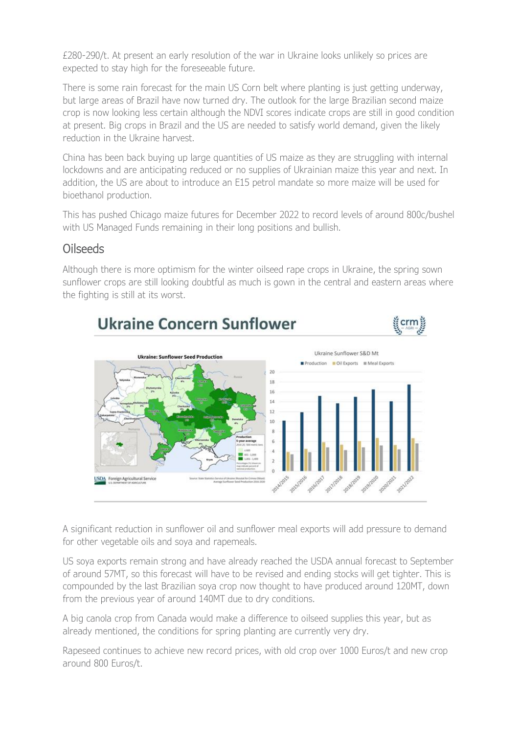£280-290/t. At present an early resolution of the war in Ukraine looks unlikely so prices are expected to stay high for the foreseeable future.

There is some rain forecast for the main US Corn belt where planting is just getting underway, but large areas of Brazil have now turned dry. The outlook for the large Brazilian second maize crop is now looking less certain although the NDVI scores indicate crops are still in good condition at present. Big crops in Brazil and the US are needed to satisfy world demand, given the likely reduction in the Ukraine harvest.

China has been back buying up large quantities of US maize as they are struggling with internal lockdowns and are anticipating reduced or no supplies of Ukrainian maize this year and next. In addition, the US are about to introduce an E15 petrol mandate so more maize will be used for bioethanol production.

This has pushed Chicago maize futures for December 2022 to record levels of around 800c/bushel with US Managed Funds remaining in their long positions and bullish.

## Oilseeds

Although there is more optimism for the winter oilseed rape crops in Ukraine, the spring sown sunflower crops are still looking doubtful as much is gown in the central and eastern areas where the fighting is still at its worst.

A significant reduction in sunflower oil and sunflower meal exports will add pressure to demand for other vegetable oils and soya and rapemeals.

US soya exports remain strong and have already reached the USDA annual forecast to September of around 57MT, so this forecast will have to be revised and ending stocks will get tighter. This is compounded by the last Brazilian soya crop now thought to have produced around 120MT, down from the previous year of around 140MT due to dry conditions.

A big canola crop from Canada would make a difference to oilseed supplies this year, but as already mentioned, the conditions for spring planting are currently very dry.

Rapeseed continues to achieve new record prices, with old crop over 1000 Euros/t and new crop around 800 Euros/t.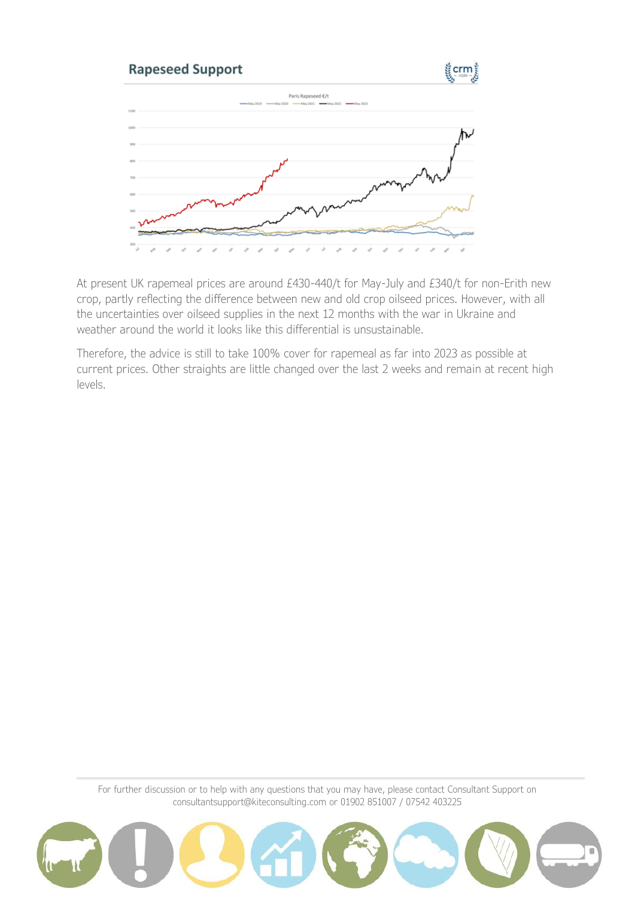## Rapeseed Support

Paris Rapeseed €/t

May 2019 — May 2020 — May 2021 — May 2022 — May 2023

1100
1000
900
800
700
600
500
400
300

At present UK rapemeal prices are around £430-440/t for May-July and £340/t for non-Erith new crop, partly reflecting the difference between new and old crop oilseed prices. However, with all the uncertainties over oilseed supplies in the next 12 months with the war in Ukraine and weather around the world it looks like this differential is unsustainable.

Therefore, the advice is still to take 100% cover for rapemeal as far into 2023 as possible at current prices. Other straights are little changed over the last 2 weeks and remain at recent high levels.

For further discussion or to help with any questions that you may have, please contact Consultant Support on consultantsupport@kiteconsulting.com or 01902 851007 / 07542 403225